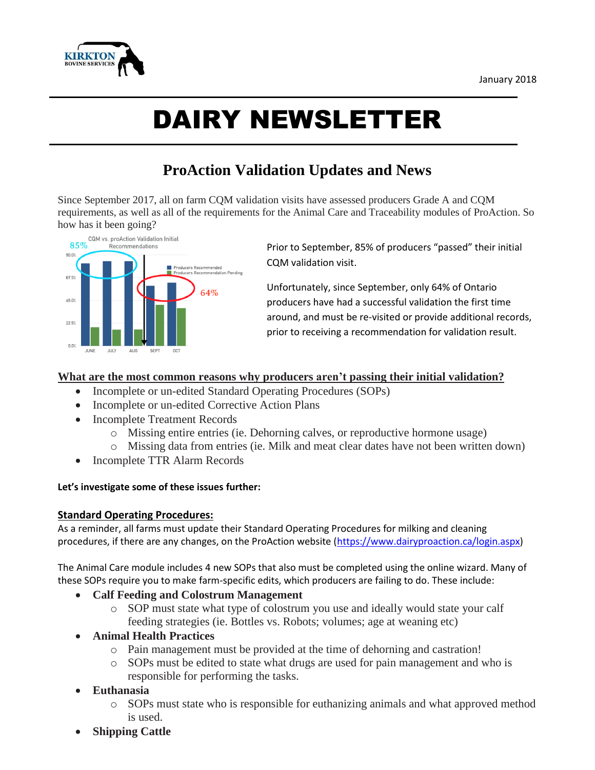January 2018

# DAIRY NEWSLETTER

## ProAction Validation Updates and News

Since September 2017, all on farm CQM validation visits have assessed producers Grade A and CQM requirements, as well as all of the requirements for the Animal Care and Traceability modules of ProAction. So how has it been going?

CQM vs. proAction Validation Initial Recommendations

85%

64%

Producers Recommended

Producers Recommendation Pending

90.0%

67.5%

45.0%

22.5%

0.0%

JUNE JULY AUG SEPT OCT

Prior to September, 85% of producers "passed" their initial CQM validation visit.

Unfortunately, since September, only 64% of Ontario producers have had a successful validation the first time around, and must be re-visited or provide additional records, prior to receiving a recommendation for validation result.

**<u>What are the most common reasons why producers aren't passing their initial validation?</u>**

- Incomplete or un-edited Standard Operating Procedures (SOPs)
- Incomplete or un-edited Corrective Action Plans
- Incomplete Treatment Records
  - Missing entire entries (ie. Dehorning calves, or reproductive hormone usage)
  - Missing data from entries (ie. Milk and meat clear dates have not been written down)
- Incomplete TTR Alarm Records

**Let's investigate some of these issues further:**

**<u>Standard Operating Procedures:</u>**

As a reminder, all farms must update their Standard Operating Procedures for milking and cleaning procedures, if there are any changes, on the ProAction website (https://www.dairyproaction.ca/login.aspx)

The Animal Care module includes 4 new SOPs that also must be completed using the online wizard. Many of these SOPs require you to make farm-specific edits, which producers are failing to do. These include:

- **Calf Feeding and Colostrum Management**
  - SOP must state what type of colostrum you use and ideally would state your calf feeding strategies (ie. Bottles vs. Robots; volumes; age at weaning etc)
- **Animal Health Practices**
  - Pain management must be provided at the time of dehorning and castration!
  - SOPs must be edited to state what drugs are used for pain management and who is responsible for performing the tasks.
- **Euthanasia**
  - SOPs must state who is responsible for euthanizing animals and what approved method is used.
- **Shipping Cattle**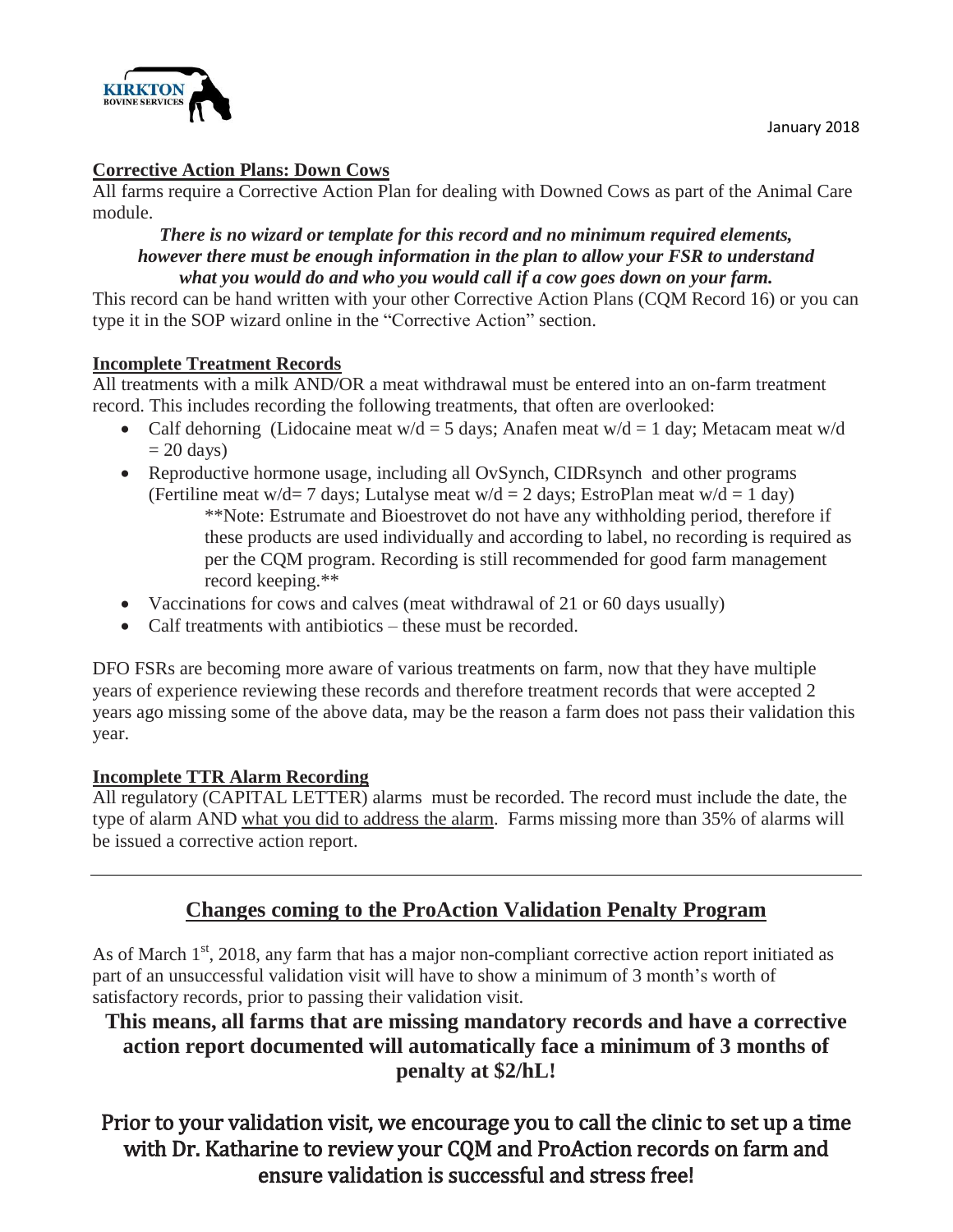January 2018

**Corrective Action Plans: Down Cows**

All farms require a Corrective Action Plan for dealing with Downed Cows as part of the Animal Care module.

***There is no wizard or template for this record and no minimum required elements, however there must be enough information in the plan to allow your FSR to understand what you would do and who you would call if a cow goes down on your farm.***

This record can be hand written with your other Corrective Action Plans (CQM Record 16) or you can type it in the SOP wizard online in the "Corrective Action" section.

**Incomplete Treatment Records**

All treatments with a milk AND/OR a meat withdrawal must be entered into an on-farm treatment record. This includes recording the following treatments, that often are overlooked:

- Calf dehorning (Lidocaine meat w/d = 5 days; Anafen meat w/d = 1 day; Metacam meat w/d = 20 days)
- Reproductive hormone usage, including all OvSynch, CIDRsynch and other programs (Fertiline meat w/d= 7 days; Lutalyse meat w/d = 2 days; EstroPlan meat w/d = 1 day)
  **Note: Estrumate and Bioestrovet do not have any withholding period, therefore if these products are used individually and according to label, no recording is required as per the CQM program. Recording is still recommended for good farm management record keeping.**
- Vaccinations for cows and calves (meat withdrawal of 21 or 60 days usually)
- Calf treatments with antibiotics – these must be recorded.

DFO FSRs are becoming more aware of various treatments on farm, now that they have multiple years of experience reviewing these records and therefore treatment records that were accepted 2 years ago missing some of the above data, may be the reason a farm does not pass their validation this year.

**Incomplete TTR Alarm Recording**

All regulatory (CAPITAL LETTER) alarms must be recorded. The record must include the date, the type of alarm AND what you did to address the alarm. Farms missing more than 35% of alarms will be issued a corrective action report.

---

## Changes coming to the ProAction Validation Penalty Program

As of March 1st, 2018, any farm that has a major non-compliant corrective action report initiated as part of an unsuccessful validation visit will have to show a minimum of 3 month's worth of satisfactory records, prior to passing their validation visit.

**This means, all farms that are missing mandatory records and have a corrective action report documented will automatically face a minimum of 3 months of penalty at $2/hL!**

Prior to your validation visit, we encourage you to call the clinic to set up a time with Dr. Katharine to review your CQM and ProAction records on farm and ensure validation is successful and stress free!